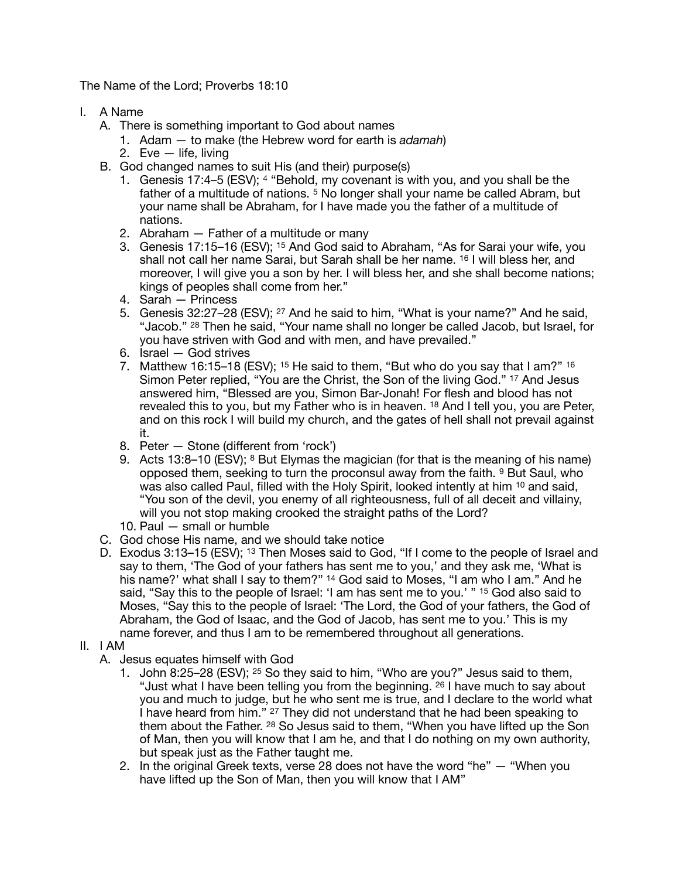The Name of the Lord; Proverbs 18:10

I. A Name
   A. There is something important to God about names
      1. Adam — to make (the Hebrew word for earth is *adamah*)
      2. Eve — life, living
   B. God changed names to suit His (and their) purpose(s)
      1. Genesis 17:4–5 (ESV); [4] "Behold, my covenant is with you, and you shall be the father of a multitude of nations. [5] No longer shall your name be called Abram, but your name shall be Abraham, for I have made you the father of a multitude of nations.
      2. Abraham — Father of a multitude or many
      3. Genesis 17:15–16 (ESV); [15] And God said to Abraham, "As for Sarai your wife, you shall not call her name Sarai, but Sarah shall be her name. [16] I will bless her, and moreover, I will give you a son by her. I will bless her, and she shall become nations; kings of peoples shall come from her."
      4. Sarah — Princess
      5. Genesis 32:27–28 (ESV); [27] And he said to him, "What is your name?" And he said, "Jacob." [28] Then he said, "Your name shall no longer be called Jacob, but Israel, for you have striven with God and with men, and have prevailed."
      6. Israel — God strives
      7. Matthew 16:15–18 (ESV); [15] He said to them, "But who do you say that I am?" [16] Simon Peter replied, "You are the Christ, the Son of the living God." [17] And Jesus answered him, "Blessed are you, Simon Bar-Jonah! For flesh and blood has not revealed this to you, but my Father who is in heaven. [18] And I tell you, you are Peter, and on this rock I will build my church, and the gates of hell shall not prevail against it.
      8. Peter — Stone (different from 'rock')
      9. Acts 13:8–10 (ESV); [8] But Elymas the magician (for that is the meaning of his name) opposed them, seeking to turn the proconsul away from the faith. [9] But Saul, who was also called Paul, filled with the Holy Spirit, looked intently at him [10] and said, "You son of the devil, you enemy of all righteousness, full of all deceit and villainy, will you not stop making crooked the straight paths of the Lord?
      10. Paul — small or humble
   C. God chose His name, and we should take notice
   D. Exodus 3:13–15 (ESV); [13] Then Moses said to God, "If I come to the people of Israel and say to them, 'The God of your fathers has sent me to you,' and they ask me, 'What is his name?' what shall I say to them?" [14] God said to Moses, "I am who I am." And he said, "Say this to the people of Israel: 'I am has sent me to you.' " [15] God also said to Moses, "Say this to the people of Israel: 'The Lord, the God of your fathers, the God of Abraham, the God of Isaac, and the God of Jacob, has sent me to you.' This is my name forever, and thus I am to be remembered throughout all generations.

II. I AM
   A. Jesus equates himself with God
      1. John 8:25–28 (ESV); [25] So they said to him, "Who are you?" Jesus said to them, "Just what I have been telling you from the beginning. [26] I have much to say about you and much to judge, but he who sent me is true, and I declare to the world what I have heard from him." [27] They did not understand that he had been speaking to them about the Father. [28] So Jesus said to them, "When you have lifted up the Son of Man, then you will know that I am he, and that I do nothing on my own authority, but speak just as the Father taught me.
      2. In the original Greek texts, verse 28 does not have the word "he" — "When you have lifted up the Son of Man, then you will know that I AM"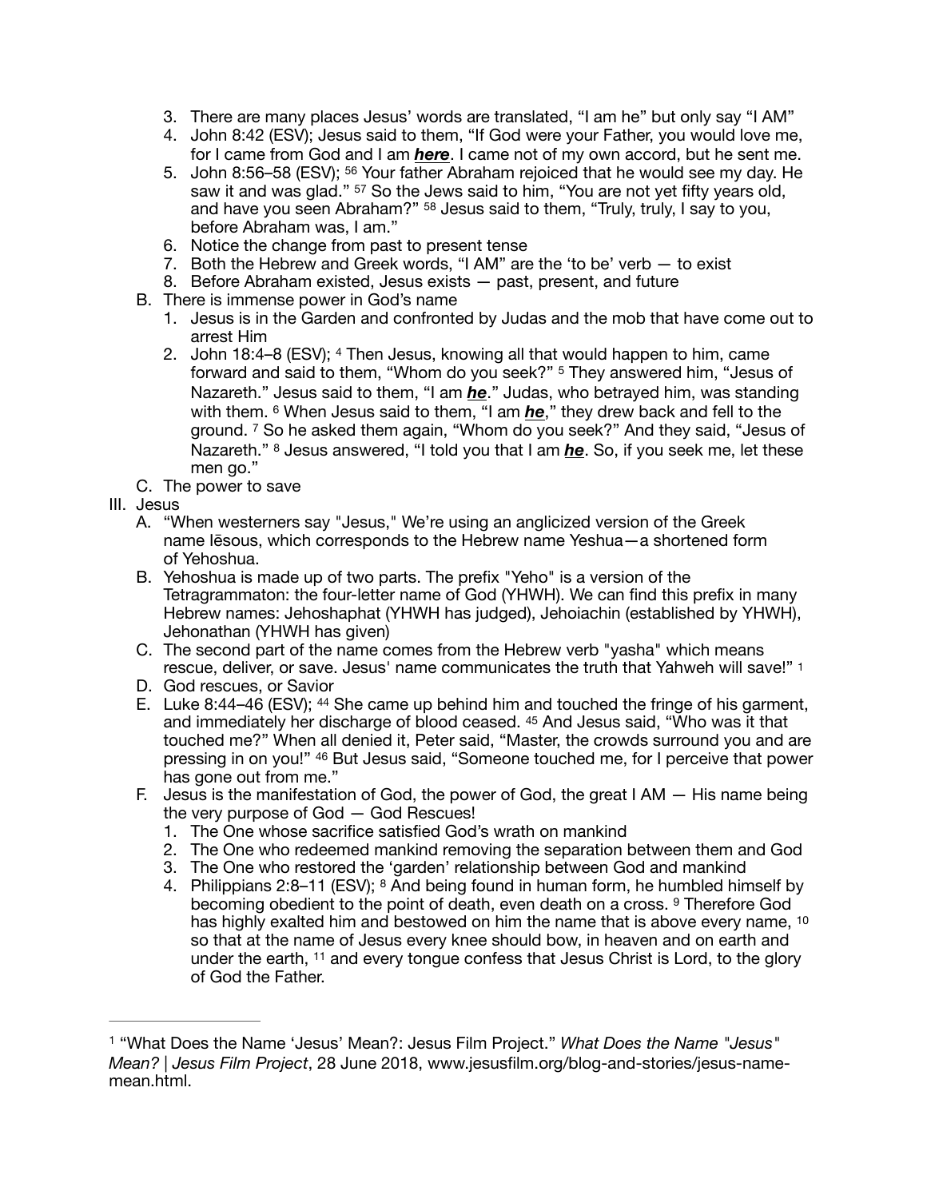3. There are many places Jesus' words are translated, "I am he" but only say "I AM"
4. John 8:42 (ESV); Jesus said to them, "If God were your Father, you would love me, for I came from God and I am ***here***. I came not of my own accord, but he sent me.
5. John 8:56–58 (ESV); [56] Your father Abraham rejoiced that he would see my day. He saw it and was glad." [57] So the Jews said to him, "You are not yet fifty years old, and have you seen Abraham?" [58] Jesus said to them, "Truly, truly, I say to you, before Abraham was, I am."
6. Notice the change from past to present tense
7. Both the Hebrew and Greek words, "I AM" are the 'to be' verb — to exist
8. Before Abraham existed, Jesus exists — past, present, and future

B. There is immense power in God's name
1. Jesus is in the Garden and confronted by Judas and the mob that have come out to arrest Him
2. John 18:4–8 (ESV); [4] Then Jesus, knowing all that would happen to him, came forward and said to them, "Whom do you seek?" [5] They answered him, "Jesus of Nazareth." Jesus said to them, "I am ***he***." Judas, who betrayed him, was standing with them. [6] When Jesus said to them, "I am ***he***," they drew back and fell to the ground. [7] So he asked them again, "Whom do you seek?" And they said, "Jesus of Nazareth." [8] Jesus answered, "I told you that I am ***he***. So, if you seek me, let these men go."

C. The power to save

III. Jesus

A. "When westerners say "Jesus," We're using an anglicized version of the Greek name Iēsous, which corresponds to the Hebrew name Yeshua—a shortened form of Yehoshua.

B. Yehoshua is made up of two parts. The prefix "Yeho" is a version of the Tetragrammaton: the four-letter name of God (YHWH). We can find this prefix in many Hebrew names: Jehoshaphat (YHWH has judged), Jehoiachin (established by YHWH), Jehonathan (YHWH has given)

C. The second part of the name comes from the Hebrew verb "yasha" which means rescue, deliver, or save. Jesus' name communicates the truth that Yahweh will save!" [1]

D. God rescues, or Savior

E. Luke 8:44–46 (ESV); [44] She came up behind him and touched the fringe of his garment, and immediately her discharge of blood ceased. [45] And Jesus said, "Who was it that touched me?" When all denied it, Peter said, "Master, the crowds surround you and are pressing in on you!" [46] But Jesus said, "Someone touched me, for I perceive that power has gone out from me."

F. Jesus is the manifestation of God, the power of God, the great I AM — His name being the very purpose of God — God Rescues!
1. The One whose sacrifice satisfied God's wrath on mankind
2. The One who redeemed mankind removing the separation between them and God
3. The One who restored the 'garden' relationship between God and mankind
4. Philippians 2:8–11 (ESV); [8] And being found in human form, he humbled himself by becoming obedient to the point of death, even death on a cross. [9] Therefore God has highly exalted him and bestowed on him the name that is above every name, [10] so that at the name of Jesus every knee should bow, in heaven and on earth and under the earth, [11] and every tongue confess that Jesus Christ is Lord, to the glory of God the Father.

---

[1] "What Does the Name 'Jesus' Mean?: Jesus Film Project." *What Does the Name "Jesus" Mean? | Jesus Film Project*, 28 June 2018, www.jesusfilm.org/blog-and-stories/jesus-name-mean.html.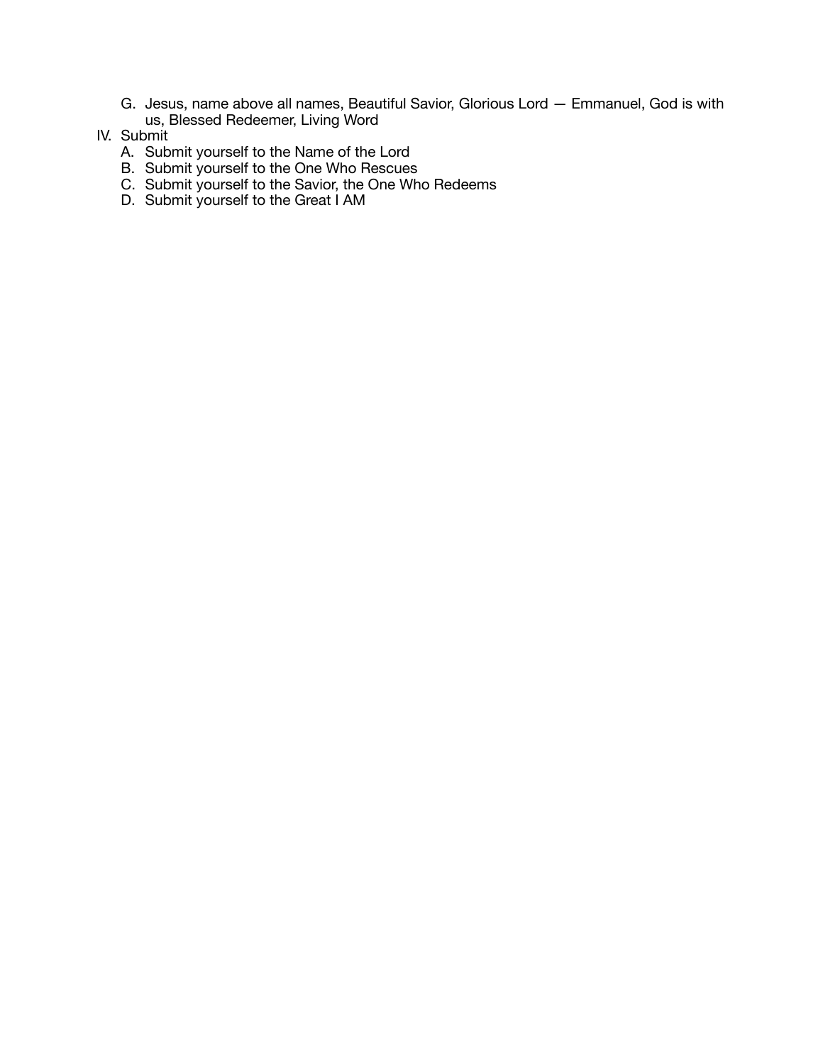G. Jesus, name above all names, Beautiful Savior, Glorious Lord — Emmanuel, God is with us, Blessed Redeemer, Living Word

IV. Submit

A. Submit yourself to the Name of the Lord

B. Submit yourself to the One Who Rescues

C. Submit yourself to the Savior, the One Who Redeems

D. Submit yourself to the Great I AM